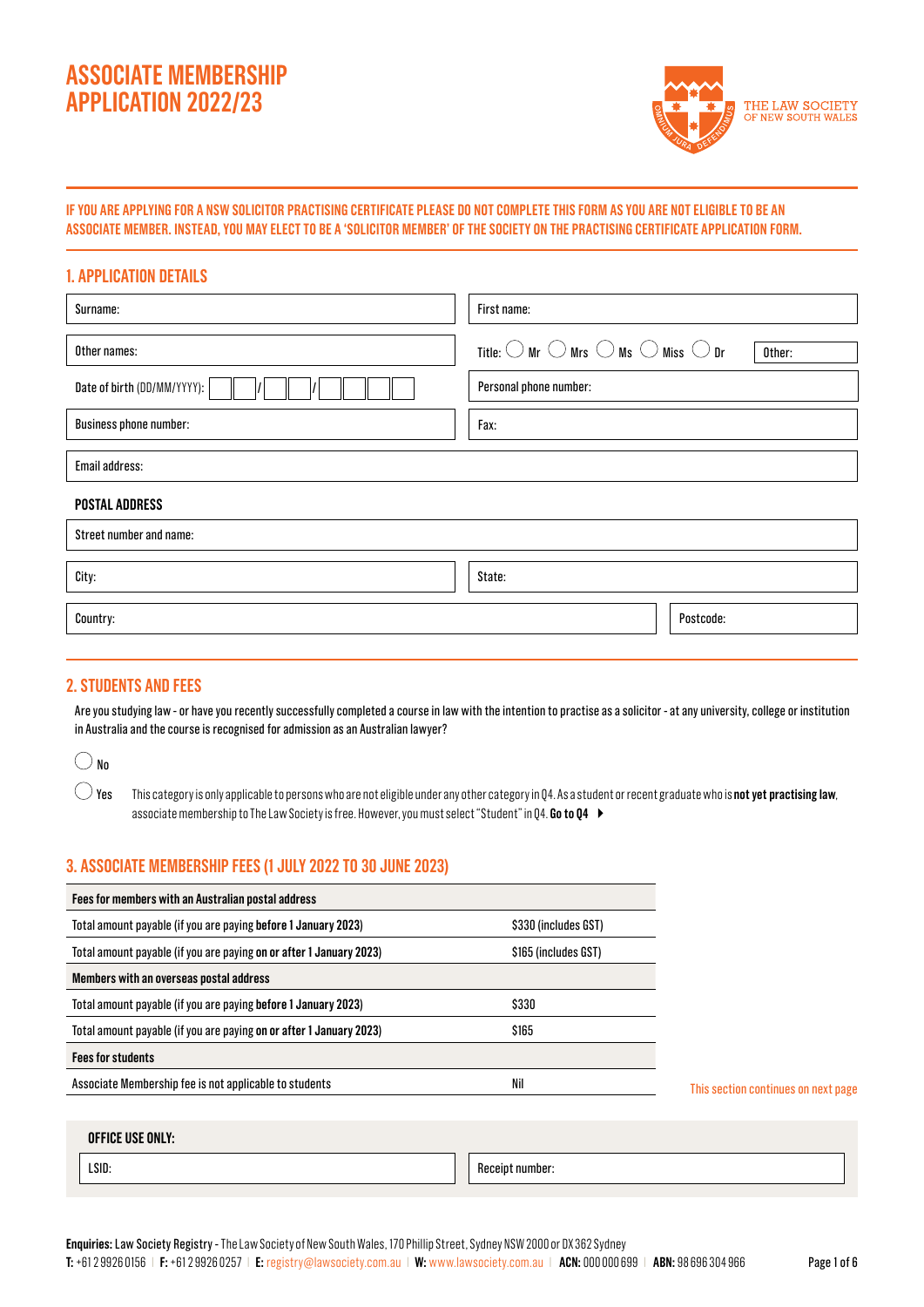# ASSOCIATE MEMBERSHIP APPLICATION 2022/23

THE LAW SOCIETY OF NEW SOUTH WALES

**IF YOU ARE APPLYING FOR A NSW SOLICITOR PRACTISING CERTIFICATE PLEASE DO NOT COMPLETE THIS FORM AS YOU ARE NOT ELIGIBLE TO BE AN ASSOCIATE MEMBER. INSTEAD, YOU MAY ELECT TO BE A 'SOLICITOR MEMBER' OF THE SOCIETY ON THE PRACTISING CERTIFICATE APPLICATION FORM.**

## 1. APPLICATION DETAILS

Surname:

First name:

Other names:

Title: ◯ Mr ◯ Mrs ◯ Ms ◯ Miss ◯ Dr Other:

Date of birth (DD/MM/YYYY): __ __ / __ __ / __ __ __ __

Personal phone number:

Business phone number:

Fax:

Email address:

### POSTAL ADDRESS

Street number and name:

City:

State:

Country:

Postcode:

## 2. STUDENTS AND FEES

Are you studying law - or have you recently successfully completed a course in law with the intention to practise as a solicitor - at any university, college or institution in Australia and the course is recognised for admission as an Australian lawyer?

◯ No

◯ Yes This category is only applicable to persons who are not eligible under any other category in Q4. As a student or recent graduate who is **not yet practising law**, associate membership to The Law Society is free. However, you must select "Student" in Q4. **Go to Q4** ▶

## 3. ASSOCIATE MEMBERSHIP FEES (1 JULY 2022 TO 30 JUNE 2023)

| **Fees for members with an Australian postal address** | |
|---|---|
| Total amount payable (if you are paying **before 1 January 2023**) | $330 (includes GST) |
| Total amount payable (if you are paying **on or after 1 January 2023**) | $165 (includes GST) |
| **Members with an overseas postal address** | |
| Total amount payable (if you are paying **before 1 January 2023**) | $330 |
| Total amount payable (if you are paying **on or after 1 January 2023**) | $165 |
| **Fees for students** | |
| Associate Membership fee is not applicable to students | Nil |

This section continues on next page

**OFFICE USE ONLY:**

LSID:

Receipt number:

**Enquiries:** Law Society Registry - The Law Society of New South Wales, 170 Phillip Street, Sydney NSW 2000 or DX 362 Sydney
**T:** +61 2 9926 0156 | **F:** +61 2 9926 0257 | **E:** registry@lawsociety.com.au | **W:** www.lawsociety.com.au | **ACN:** 000 000 699 | **ABN:** 98 696 304 966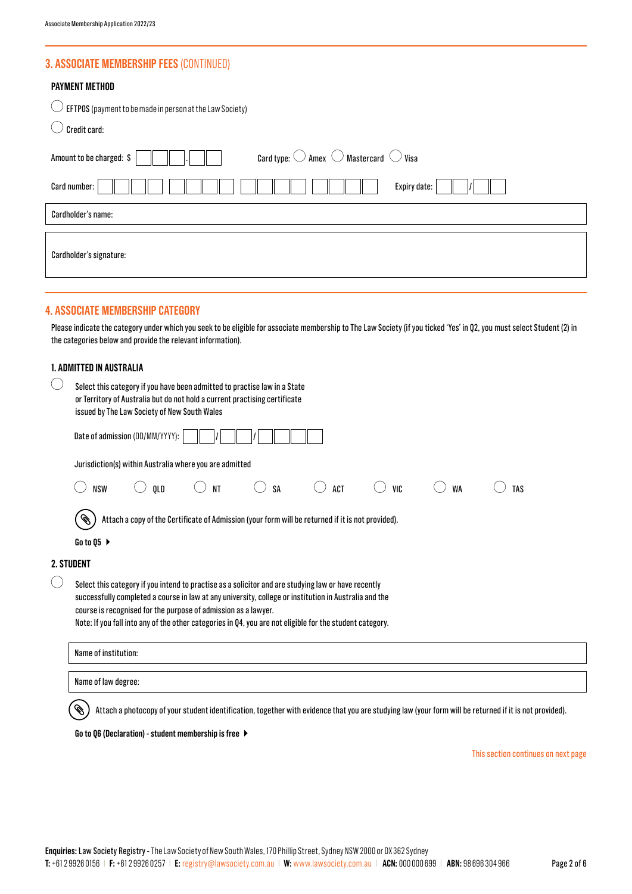## 3. ASSOCIATE MEMBERSHIP FEES (CONTINUED)

### PAYMENT METHOD

○ EFTPOS (payment to be made in person at the Law Society)

○ Credit card:

Amount to be charged: $ ☐☐☐.☐☐ Card type: ○ Amex ○ Mastercard ○ Visa

Card number: ☐☐☐☐ ☐☐☐☐ ☐☐☐☐ ☐☐☐☐ Expiry date: ☐☐/☐☐

Cardholder's name:

Cardholder's signature:

## 4. ASSOCIATE MEMBERSHIP CATEGORY

Please indicate the category under which you seek to be eligible for associate membership to The Law Society (if you ticked 'Yes' in Q2, you must select Student (2) in the categories below and provide the relevant information).

### 1. ADMITTED IN AUSTRALIA

○ Select this category if you have been admitted to practise law in a State or Territory of Australia but do not hold a current practising certificate issued by The Law Society of New South Wales

Date of admission (DD/MM/YYYY): ☐☐/☐☐/☐☐☐☐

Jurisdiction(s) within Australia where you are admitted

○ NSW ○ QLD ○ NT ○ SA ○ ACT ○ VIC ○ WA ○ TAS

Attach a copy of the Certificate of Admission (your form will be returned if it is not provided).

**Go to Q5 ▶**

### 2. STUDENT

○ Select this category if you intend to practise as a solicitor and are studying law or have recently successfully completed a course in law at any university, college or institution in Australia and the course is recognised for the purpose of admission as a lawyer.
Note: If you fall into any of the other categories in Q4, you are not eligible for the student category.

Name of institution:

Name of law degree:

Attach a photocopy of your student identification, together with evidence that you are studying law (your form will be returned if it is not provided).

**Go to Q6 (Declaration) - student membership is free ▶**

This section continues on next page

**Enquiries:** Law Society Registry - The Law Society of New South Wales, 170 Phillip Street, Sydney NSW 2000 or DX 362 Sydney
**T:** +61 2 9926 0156 | **F:** +61 2 9926 0257 | **E:** registry@lawsociety.com.au | **W:** www.lawsociety.com.au | **ACN:** 000 000 699 | **ABN:** 98 696 304 966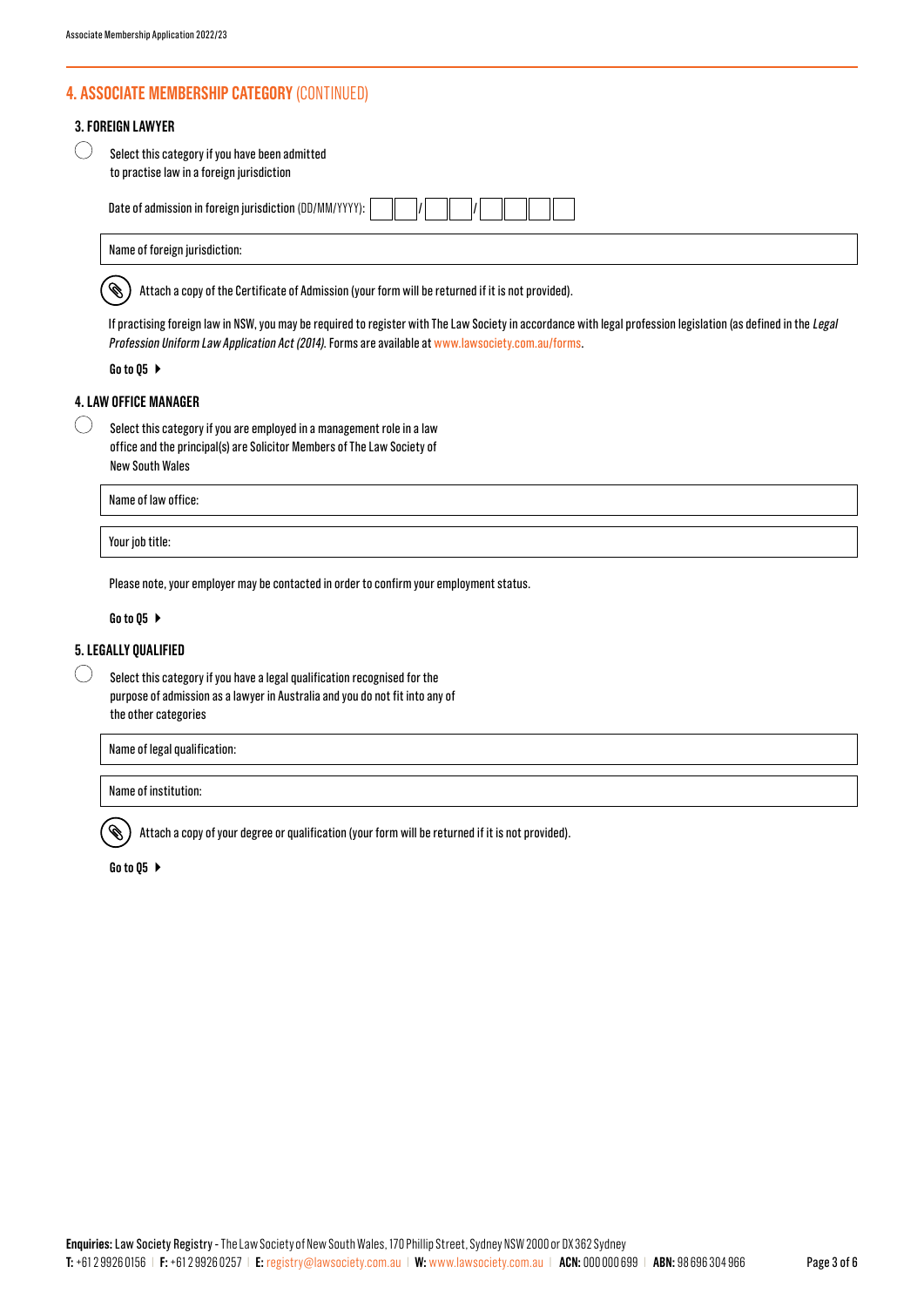## 4. ASSOCIATE MEMBERSHIP CATEGORY (CONTINUED)

### 3. FOREIGN LAWYER

◯ Select this category if you have been admitted to practise law in a foreign jurisdiction

Date of admission in foreign jurisdiction (DD/MM/YYYY): __ __ / __ __ / __ __ __ __

Name of foreign jurisdiction:

Attach a copy of the Certificate of Admission (your form will be returned if it is not provided).

If practising foreign law in NSW, you may be required to register with The Law Society in accordance with legal profession legislation (as defined in the *Legal Profession Uniform Law Application Act (2014)*. Forms are available at www.lawsociety.com.au/forms.

**Go to Q5 ▸**

### 4. LAW OFFICE MANAGER

◯ Select this category if you are employed in a management role in a law office and the principal(s) are Solicitor Members of The Law Society of New South Wales

Name of law office:

Your job title:

Please note, your employer may be contacted in order to confirm your employment status.

**Go to Q5 ▸**

### 5. LEGALLY QUALIFIED

◯ Select this category if you have a legal qualification recognised for the purpose of admission as a lawyer in Australia and you do not fit into any of the other categories

Name of legal qualification:

Name of institution:

Attach a copy of your degree or qualification (your form will be returned if it is not provided).

**Go to Q5 ▸**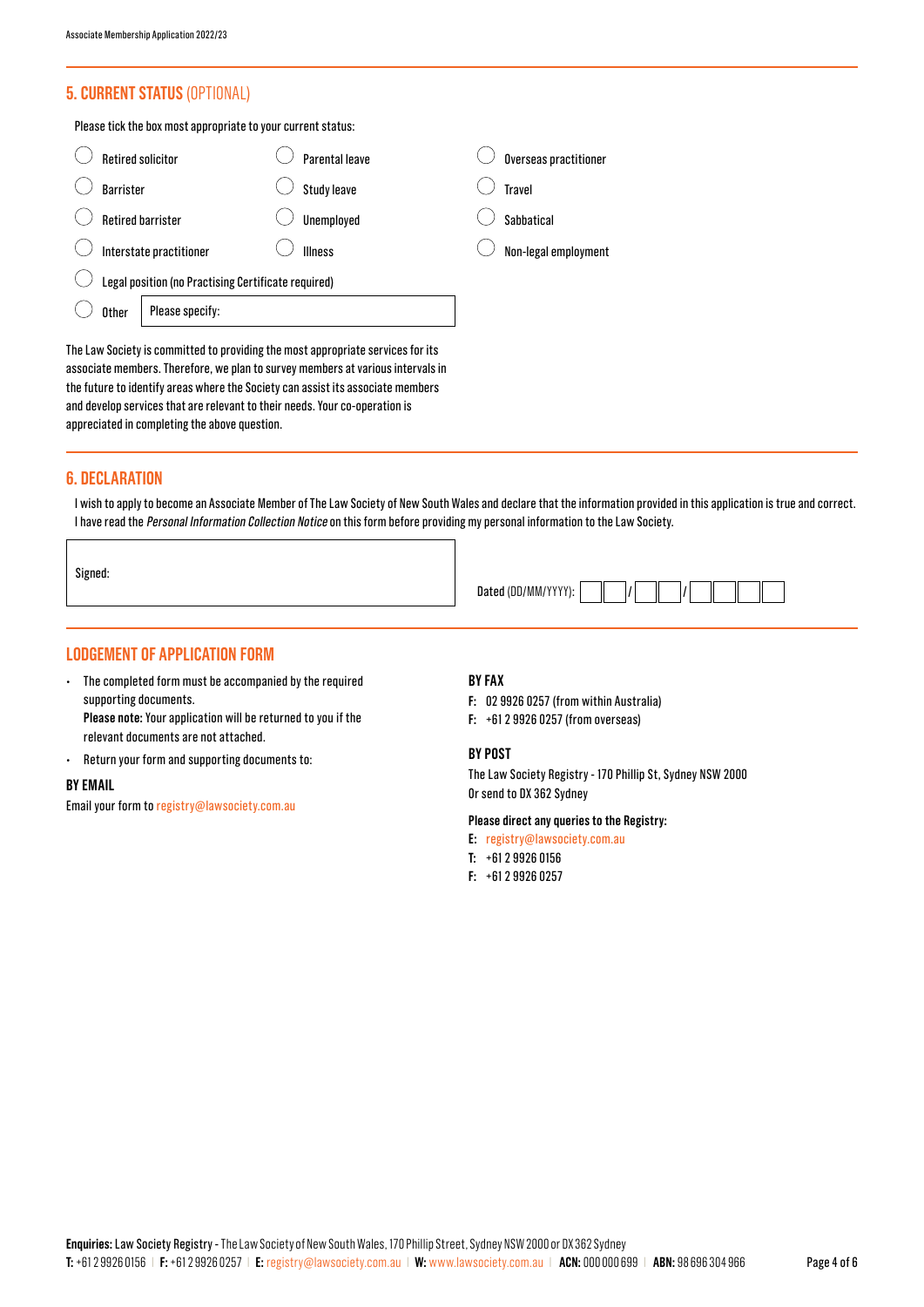## 5. CURRENT STATUS (OPTIONAL)

Please tick the box most appropriate to your current status:

- ◯ Retired solicitor
- ◯ Barrister
- ◯ Retired barrister
- ◯ Interstate practitioner
- ◯ Parental leave
- ◯ Study leave
- ◯ Unemployed
- ◯ Illness
- ◯ Overseas practitioner
- ◯ Travel
- ◯ Sabbatical
- ◯ Non-legal employment
- ◯ Legal position (no Practising Certificate required)
- ◯ Other — Please specify:

The Law Society is committed to providing the most appropriate services for its associate members. Therefore, we plan to survey members at various intervals in the future to identify areas where the Society can assist its associate members and develop services that are relevant to their needs. Your co-operation is appreciated in completing the above question.

## 6. DECLARATION

I wish to apply to become an Associate Member of The Law Society of New South Wales and declare that the information provided in this application is true and correct. I have read the *Personal Information Collection Notice* on this form before providing my personal information to the Law Society.

Signed:

Dated (DD/MM/YYYY): __ __ / __ __ / __ __ __ __

## LODGEMENT OF APPLICATION FORM

- The completed form must be accompanied by the required supporting documents.
  **Please note:** Your application will be returned to you if the relevant documents are not attached.
- Return your form and supporting documents to:

### BY EMAIL

Email your form to registry@lawsociety.com.au

### BY FAX

**F:** 02 9926 0257 (from within Australia)
**F:** +61 2 9926 0257 (from overseas)

### BY POST

The Law Society Registry - 170 Phillip St, Sydney NSW 2000
Or send to DX 362 Sydney

**Please direct any queries to the Registry:**

**E:** registry@lawsociety.com.au
**T:** +61 2 9926 0156
**F:** +61 2 9926 0257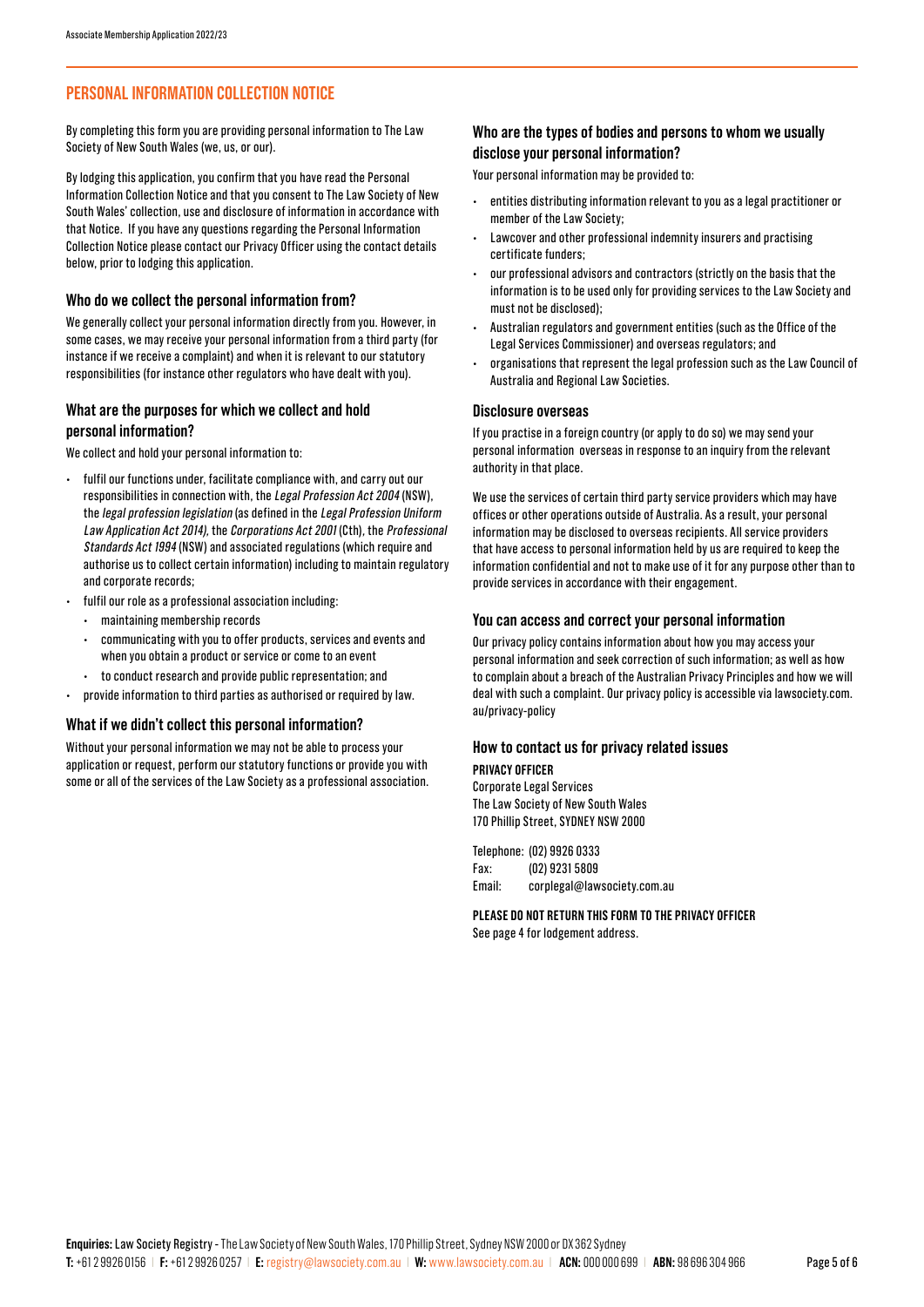## PERSONAL INFORMATION COLLECTION NOTICE

By completing this form you are providing personal information to The Law Society of New South Wales (we, us, or our).

By lodging this application, you confirm that you have read the Personal Information Collection Notice and that you consent to The Law Society of New South Wales' collection, use and disclosure of information in accordance with that Notice. If you have any questions regarding the Personal Information Collection Notice please contact our Privacy Officer using the contact details below, prior to lodging this application.

### Who do we collect the personal information from?

We generally collect your personal information directly from you. However, in some cases, we may receive your personal information from a third party (for instance if we receive a complaint) and when it is relevant to our statutory responsibilities (for instance other regulators who have dealt with you).

### What are the purposes for which we collect and hold personal information?

We collect and hold your personal information to:

- fulfil our functions under, facilitate compliance with, and carry out our responsibilities in connection with, the *Legal Profession Act 2004* (NSW), the *legal profession legislation* (as defined in the *Legal Profession Uniform Law Application Act 2014)*, the *Corporations Act 2001* (Cth), the *Professional Standards Act 1994* (NSW) and associated regulations (which require and authorise us to collect certain information) including to maintain regulatory and corporate records;
- fulfil our role as a professional association including:
  - maintaining membership records
  - communicating with you to offer products, services and events and when you obtain a product or service or come to an event
  - to conduct research and provide public representation; and
- provide information to third parties as authorised or required by law.

### What if we didn't collect this personal information?

Without your personal information we may not be able to process your application or request, perform our statutory functions or provide you with some or all of the services of the Law Society as a professional association.

### Who are the types of bodies and persons to whom we usually disclose your personal information?

Your personal information may be provided to:

- entities distributing information relevant to you as a legal practitioner or member of the Law Society;
- Lawcover and other professional indemnity insurers and practising certificate funders;
- our professional advisors and contractors (strictly on the basis that the information is to be used only for providing services to the Law Society and must not be disclosed);
- Australian regulators and government entities (such as the Office of the Legal Services Commissioner) and overseas regulators; and
- organisations that represent the legal profession such as the Law Council of Australia and Regional Law Societies.

### Disclosure overseas

If you practise in a foreign country (or apply to do so) we may send your personal information overseas in response to an inquiry from the relevant authority in that place.

We use the services of certain third party service providers which may have offices or other operations outside of Australia. As a result, your personal information may be disclosed to overseas recipients. All service providers that have access to personal information held by us are required to keep the information confidential and not to make use of it for any purpose other than to provide services in accordance with their engagement.

### You can access and correct your personal information

Our privacy policy contains information about how you may access your personal information and seek correction of such information; as well as how to complain about a breach of the Australian Privacy Principles and how we will deal with such a complaint. Our privacy policy is accessible via lawsociety.com.au/privacy-policy

### How to contact us for privacy related issues

**PRIVACY OFFICER**
Corporate Legal Services
The Law Society of New South Wales
170 Phillip Street, SYDNEY NSW 2000

Telephone: (02) 9926 0333
Fax: (02) 9231 5809
Email: corplegal@lawsociety.com.au

**PLEASE DO NOT RETURN THIS FORM TO THE PRIVACY OFFICER**
See page 4 for lodgement address.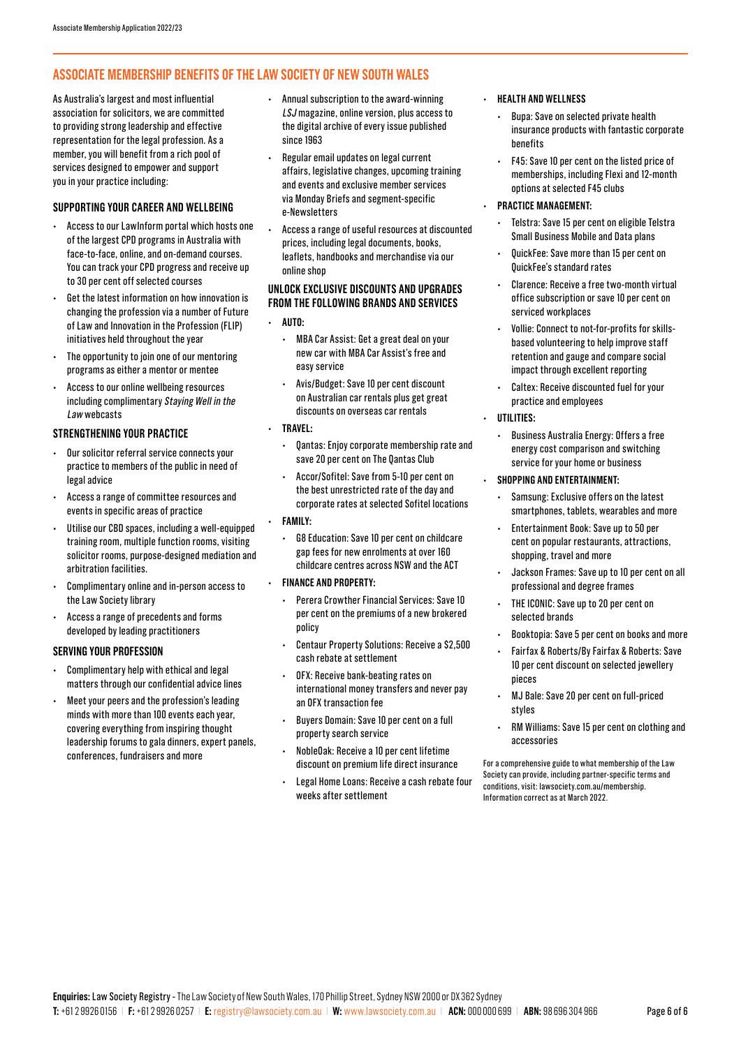## ASSOCIATE MEMBERSHIP BENEFITS OF THE LAW SOCIETY OF NEW SOUTH WALES

As Australia's largest and most influential association for solicitors, we are committed to providing strong leadership and effective representation for the legal profession. As a member, you will benefit from a rich pool of services designed to empower and support you in your practice including:

### SUPPORTING YOUR CAREER AND WELLBEING

- Access to our LawInform portal which hosts one of the largest CPD programs in Australia with face-to-face, online, and on-demand courses. You can track your CPD progress and receive up to 30 per cent off selected courses
- Get the latest information on how innovation is changing the profession via a number of Future of Law and Innovation in the Profession (FLIP) initiatives held throughout the year
- The opportunity to join one of our mentoring programs as either a mentor or mentee
- Access to our online wellbeing resources including complimentary *Staying Well in the Law* webcasts

### STRENGTHENING YOUR PRACTICE

- Our solicitor referral service connects your practice to members of the public in need of legal advice
- Access a range of committee resources and events in specific areas of practice
- Utilise our CBD spaces, including a well-equipped training room, multiple function rooms, visiting solicitor rooms, purpose-designed mediation and arbitration facilities.
- Complimentary online and in-person access to the Law Society library
- Access a range of precedents and forms developed by leading practitioners

### SERVING YOUR PROFESSION

- Complimentary help with ethical and legal matters through our confidential advice lines
- Meet your peers and the profession's leading minds with more than 100 events each year, covering everything from inspiring thought leadership forums to gala dinners, expert panels, conferences, fundraisers and more
- Annual subscription to the award-winning *LSJ* magazine, online version, plus access to the digital archive of every issue published since 1963
- Regular email updates on legal current affairs, legislative changes, upcoming training and events and exclusive member services via Monday Briefs and segment-specific e-Newsletters
- Access a range of useful resources at discounted prices, including legal documents, books, leaflets, handbooks and merchandise via our online shop

### UNLOCK EXCLUSIVE DISCOUNTS AND UPGRADES FROM THE FOLLOWING BRANDS AND SERVICES

- **AUTO:**
  - MBA Car Assist: Get a great deal on your new car with MBA Car Assist's free and easy service
  - Avis/Budget: Save 10 per cent discount on Australian car rentals plus get great discounts on overseas car rentals
- **TRAVEL:**
  - Qantas: Enjoy corporate membership rate and save 20 per cent on The Qantas Club
  - Accor/Sofitel: Save from 5-10 per cent on the best unrestricted rate of the day and corporate rates at selected Sofitel locations
- **FAMILY:**
  - G8 Education: Save 10 per cent on childcare gap fees for new enrolments at over 160 childcare centres across NSW and the ACT
- **FINANCE AND PROPERTY:**
  - Perera Crowther Financial Services: Save 10 per cent on the premiums of a new brokered policy
  - Centaur Property Solutions: Receive a $2,500 cash rebate at settlement
  - OFX: Receive bank-beating rates on international money transfers and never pay an OFX transaction fee
  - Buyers Domain: Save 10 per cent on a full property search service
  - NobleOak: Receive a 10 per cent lifetime discount on premium life direct insurance
  - Legal Home Loans: Receive a cash rebate four weeks after settlement
- **HEALTH AND WELLNESS**
  - Bupa: Save on selected private health insurance products with fantastic corporate benefits
  - F45: Save 10 per cent on the listed price of memberships, including Flexi and 12-month options at selected F45 clubs
- **PRACTICE MANAGEMENT:**
  - Telstra: Save 15 per cent on eligible Telstra Small Business Mobile and Data plans
  - QuickFee: Save more than 15 per cent on QuickFee's standard rates
  - Clarence: Receive a free two-month virtual office subscription or save 10 per cent on serviced workplaces
  - Vollie: Connect to not-for-profits for skills-based volunteering to help improve staff retention and gauge and compare social impact through excellent reporting
  - Caltex: Receive discounted fuel for your practice and employees
- **UTILITIES:**
  - Business Australia Energy: Offers a free energy cost comparison and switching service for your home or business
- **SHOPPING AND ENTERTAINMENT:**
  - Samsung: Exclusive offers on the latest smartphones, tablets, wearables and more
  - Entertainment Book: Save up to 50 per cent on popular restaurants, attractions, shopping, travel and more
  - Jackson Frames: Save up to 10 per cent on all professional and degree frames
  - THE ICONIC: Save up to 20 per cent on selected brands
  - Booktopia: Save 5 per cent on books and more
  - Fairfax & Roberts/By Fairfax & Roberts: Save 10 per cent discount on selected jewellery pieces
  - MJ Bale: Save 20 per cent on full-priced styles
  - RM Williams: Save 15 per cent on clothing and accessories

For a comprehensive guide to what membership of the Law Society can provide, including partner-specific terms and conditions, visit: lawsociety.com.au/membership. Information correct as at March 2022.

**Enquiries:** Law Society Registry - The Law Society of New South Wales, 170 Phillip Street, Sydney NSW 2000 or DX 362 Sydney
**T:** +61 2 9926 0156 | **F:** +61 2 9926 0257 | **E:** registry@lawsociety.com.au | **W:** www.lawsociety.com.au | **ACN:** 000 000 699 | **ABN:** 98 696 304 966